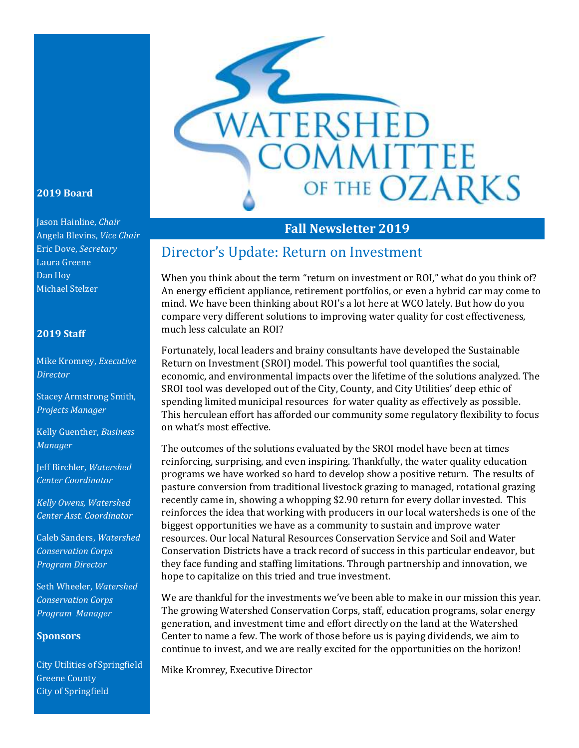# WATERSHED COMMITTEE OF THE OZARKS

## Fall Newsletter 2019

**2019 Board**

Jason Hainline, *Chair*
Angela Blevins, *Vice Chair*
Eric Dove, *Secretary*
Laura Greene
Dan Hoy
Michael Stelzer

**2019 Staff**

Mike Kromrey, *Executive Director*

Stacey Armstrong Smith, *Projects Manager*

Kelly Guenther, *Business Manager*

Jeff Birchler, *Watershed Center Coordinator*

*Kelly Owens, Watershed Center Asst. Coordinator*

Caleb Sanders, *Watershed Conservation Corps Program Director*

Seth Wheeler, *Watershed Conservation Corps Program Manager*

**Sponsors**

City Utilities of Springfield
Greene County
City of Springfield

## Director's Update: Return on Investment

When you think about the term "return on investment or ROI," what do you think of? An energy efficient appliance, retirement portfolios, or even a hybrid car may come to mind. We have been thinking about ROI's a lot here at WCO lately. But how do you compare very different solutions to improving water quality for cost effectiveness, much less calculate an ROI?

Fortunately, local leaders and brainy consultants have developed the Sustainable Return on Investment (SROI) model. This powerful tool quantifies the social, economic, and environmental impacts over the lifetime of the solutions analyzed. The SROI tool was developed out of the City, County, and City Utilities' deep ethic of spending limited municipal resources for water quality as effectively as possible. This herculean effort has afforded our community some regulatory flexibility to focus on what's most effective.

The outcomes of the solutions evaluated by the SROI model have been at times reinforcing, surprising, and even inspiring. Thankfully, the water quality education programs we have worked so hard to develop show a positive return. The results of pasture conversion from traditional livestock grazing to managed, rotational grazing recently came in, showing a whopping $2.90 return for every dollar invested. This reinforces the idea that working with producers in our local watersheds is one of the biggest opportunities we have as a community to sustain and improve water resources. Our local Natural Resources Conservation Service and Soil and Water Conservation Districts have a track record of success in this particular endeavor, but they face funding and staffing limitations. Through partnership and innovation, we hope to capitalize on this tried and true investment.

We are thankful for the investments we've been able to make in our mission this year. The growing Watershed Conservation Corps, staff, education programs, solar energy generation, and investment time and effort directly on the land at the Watershed Center to name a few. The work of those before us is paying dividends, we aim to continue to invest, and we are really excited for the opportunities on the horizon!

Mike Kromrey, Executive Director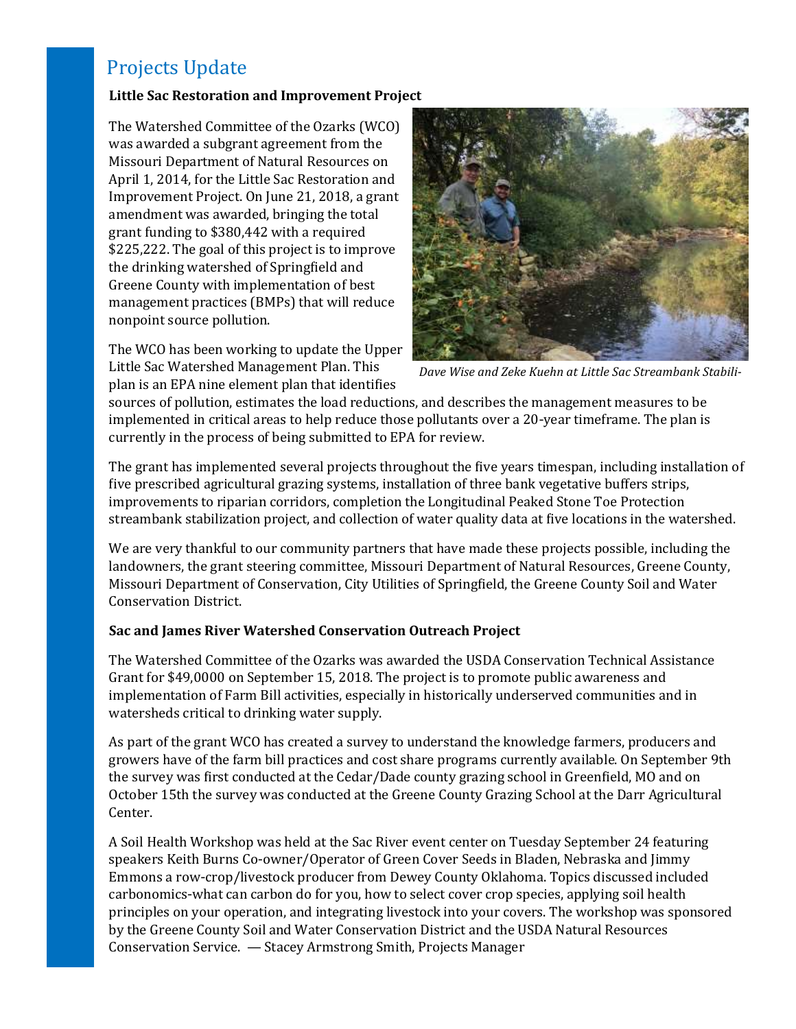## Projects Update

**Little Sac Restoration and Improvement Project**

The Watershed Committee of the Ozarks (WCO) was awarded a subgrant agreement from the Missouri Department of Natural Resources on April 1, 2014, for the Little Sac Restoration and Improvement Project. On June 21, 2018, a grant amendment was awarded, bringing the total grant funding to $380,442 with a required $225,222. The goal of this project is to improve the drinking watershed of Springfield and Greene County with implementation of best management practices (BMPs) that will reduce nonpoint source pollution.

*Dave Wise and Zeke Kuehn at Little Sac Streambank Stabili-*

The WCO has been working to update the Upper Little Sac Watershed Management Plan. This plan is an EPA nine element plan that identifies sources of pollution, estimates the load reductions, and describes the management measures to be implemented in critical areas to help reduce those pollutants over a 20-year timeframe. The plan is currently in the process of being submitted to EPA for review.

The grant has implemented several projects throughout the five years timespan, including installation of five prescribed agricultural grazing systems, installation of three bank vegetative buffers strips, improvements to riparian corridors, completion the Longitudinal Peaked Stone Toe Protection streambank stabilization project, and collection of water quality data at five locations in the watershed.

We are very thankful to our community partners that have made these projects possible, including the landowners, the grant steering committee, Missouri Department of Natural Resources, Greene County, Missouri Department of Conservation, City Utilities of Springfield, the Greene County Soil and Water Conservation District.

**Sac and James River Watershed Conservation Outreach Project**

The Watershed Committee of the Ozarks was awarded the USDA Conservation Technical Assistance Grant for $49,0000 on September 15, 2018. The project is to promote public awareness and implementation of Farm Bill activities, especially in historically underserved communities and in watersheds critical to drinking water supply.

As part of the grant WCO has created a survey to understand the knowledge farmers, producers and growers have of the farm bill practices and cost share programs currently available. On September 9th the survey was first conducted at the Cedar/Dade county grazing school in Greenfield, MO and on October 15th the survey was conducted at the Greene County Grazing School at the Darr Agricultural Center.

A Soil Health Workshop was held at the Sac River event center on Tuesday September 24 featuring speakers Keith Burns Co-owner/Operator of Green Cover Seeds in Bladen, Nebraska and Jimmy Emmons a row-crop/livestock producer from Dewey County Oklahoma. Topics discussed included carbonomics-what can carbon do for you, how to select cover crop species, applying soil health principles on your operation, and integrating livestock into your covers. The workshop was sponsored by the Greene County Soil and Water Conservation District and the USDA Natural Resources Conservation Service. — Stacey Armstrong Smith, Projects Manager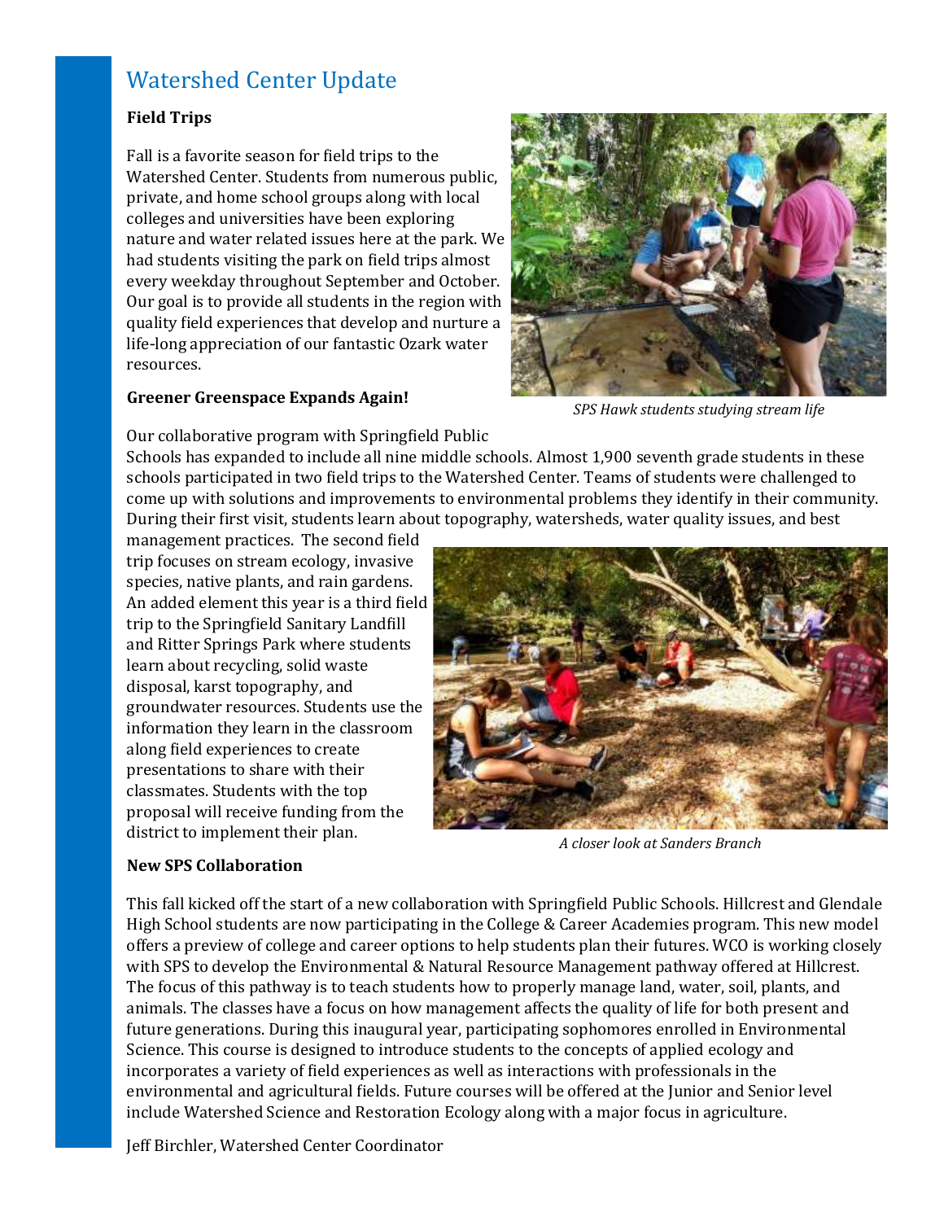# Watershed Center Update

### Field Trips

Fall is a favorite season for field trips to the Watershed Center. Students from numerous public, private, and home school groups along with local colleges and universities have been exploring nature and water related issues here at the park. We had students visiting the park on field trips almost every weekday throughout September and October. Our goal is to provide all students in the region with quality field experiences that develop and nurture a life-long appreciation of our fantastic Ozark water resources.

*SPS Hawk students studying stream life*

### Greener Greenspace Expands Again!

Our collaborative program with Springfield Public Schools has expanded to include all nine middle schools. Almost 1,900 seventh grade students in these schools participated in two field trips to the Watershed Center. Teams of students were challenged to come up with solutions and improvements to environmental problems they identify in their community. During their first visit, students learn about topography, watersheds, water quality issues, and best management practices. The second field trip focuses on stream ecology, invasive species, native plants, and rain gardens. An added element this year is a third field trip to the Springfield Sanitary Landfill and Ritter Springs Park where students learn about recycling, solid waste disposal, karst topography, and groundwater resources. Students use the information they learn in the classroom along field experiences to create presentations to share with their classmates. Students with the top proposal will receive funding from the district to implement their plan.

*A closer look at Sanders Branch*

### New SPS Collaboration

This fall kicked off the start of a new collaboration with Springfield Public Schools. Hillcrest and Glendale High School students are now participating in the College & Career Academies program. This new model offers a preview of college and career options to help students plan their futures. WCO is working closely with SPS to develop the Environmental & Natural Resource Management pathway offered at Hillcrest. The focus of this pathway is to teach students how to properly manage land, water, soil, plants, and animals. The classes have a focus on how management affects the quality of life for both present and future generations. During this inaugural year, participating sophomores enrolled in Environmental Science. This course is designed to introduce students to the concepts of applied ecology and incorporates a variety of field experiences as well as interactions with professionals in the environmental and agricultural fields. Future courses will be offered at the Junior and Senior level include Watershed Science and Restoration Ecology along with a major focus in agriculture.

Jeff Birchler, Watershed Center Coordinator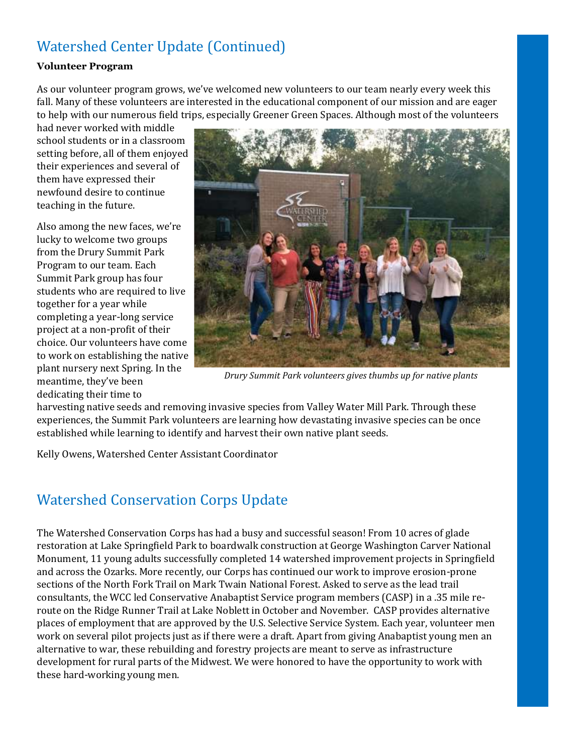## Watershed Center Update (Continued)

**Volunteer Program**

As our volunteer program grows, we've welcomed new volunteers to our team nearly every week this fall. Many of these volunteers are interested in the educational component of our mission and are eager to help with our numerous field trips, especially Greener Green Spaces. Although most of the volunteers had never worked with middle school students or in a classroom setting before, all of them enjoyed their experiences and several of them have expressed their newfound desire to continue teaching in the future.

Also among the new faces, we're lucky to welcome two groups from the Drury Summit Park Program to our team. Each Summit Park group has four students who are required to live together for a year while completing a year-long service project at a non-profit of their choice. Our volunteers have come to work on establishing the native plant nursery next Spring. In the meantime, they've been dedicating their time to harvesting native seeds and removing invasive species from Valley Water Mill Park. Through these experiences, the Summit Park volunteers are learning how devastating invasive species can be once established while learning to identify and harvest their own native plant seeds.

*Drury Summit Park volunteers gives thumbs up for native plants*

Kelly Owens, Watershed Center Assistant Coordinator

## Watershed Conservation Corps Update

The Watershed Conservation Corps has had a busy and successful season! From 10 acres of glade restoration at Lake Springfield Park to boardwalk construction at George Washington Carver National Monument, 11 young adults successfully completed 14 watershed improvement projects in Springfield and across the Ozarks. More recently, our Corps has continued our work to improve erosion-prone sections of the North Fork Trail on Mark Twain National Forest. Asked to serve as the lead trail consultants, the WCC led Conservative Anabaptist Service program members (CASP) in a .35 mile re-route on the Ridge Runner Trail at Lake Noblett in October and November. CASP provides alternative places of employment that are approved by the U.S. Selective Service System. Each year, volunteer men work on several pilot projects just as if there were a draft. Apart from giving Anabaptist young men an alternative to war, these rebuilding and forestry projects are meant to serve as infrastructure development for rural parts of the Midwest. We were honored to have the opportunity to work with these hard-working young men.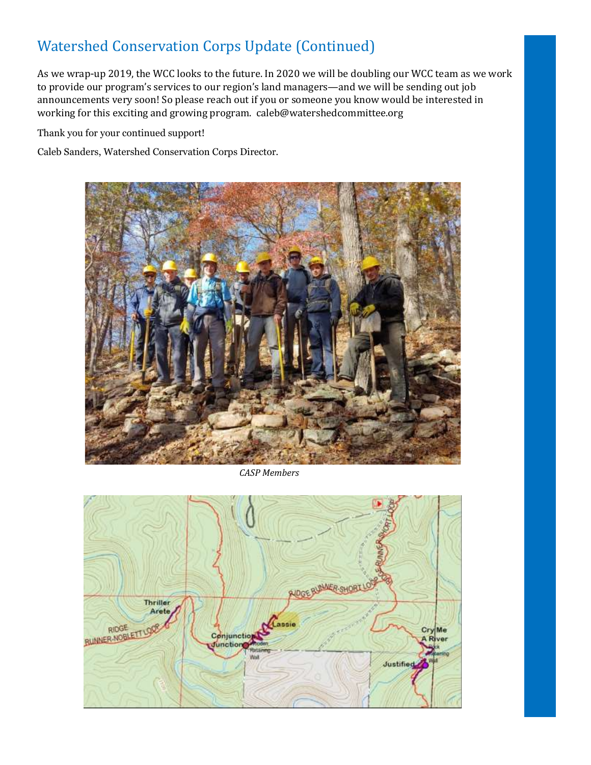## Watershed Conservation Corps Update (Continued)

As we wrap-up 2019, the WCC looks to the future. In 2020 we will be doubling our WCC team as we work to provide our program's services to our region's land managers—and we will be sending out job announcements very soon! So please reach out if you or someone you know would be interested in working for this exciting and growing program. caleb@watershedcommittee.org

Thank you for your continued support!

Caleb Sanders, Watershed Conservation Corps Director.

*CASP Members*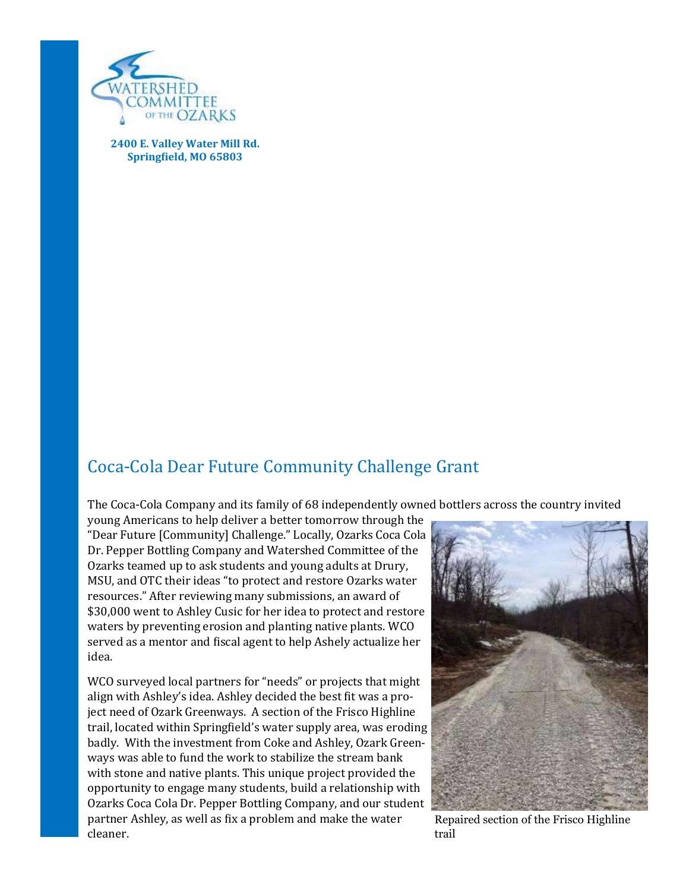WATERSHED COMMITTEE OF THE OZARKS

**2400 E. Valley Water Mill Rd.**
**Springfield, MO 65803**

## Coca-Cola Dear Future Community Challenge Grant

The Coca-Cola Company and its family of 68 independently owned bottlers across the country invited young Americans to help deliver a better tomorrow through the "Dear Future [Community] Challenge." Locally, Ozarks Coca Cola Dr. Pepper Bottling Company and Watershed Committee of the Ozarks teamed up to ask students and young adults at Drury, MSU, and OTC their ideas "to protect and restore Ozarks water resources." After reviewing many submissions, an award of $30,000 went to Ashley Cusic for her idea to protect and restore waters by preventing erosion and planting native plants. WCO served as a mentor and fiscal agent to help Ashely actualize her idea.

WCO surveyed local partners for "needs" or projects that might align with Ashley's idea. Ashley decided the best fit was a project need of Ozark Greenways. A section of the Frisco Highline trail, located within Springfield's water supply area, was eroding badly. With the investment from Coke and Ashley, Ozark Greenways was able to fund the work to stabilize the stream bank with stone and native plants. This unique project provided the opportunity to engage many students, build a relationship with Ozarks Coca Cola Dr. Pepper Bottling Company, and our student partner Ashley, as well as fix a problem and make the water cleaner.

Repaired section of the Frisco Highline trail